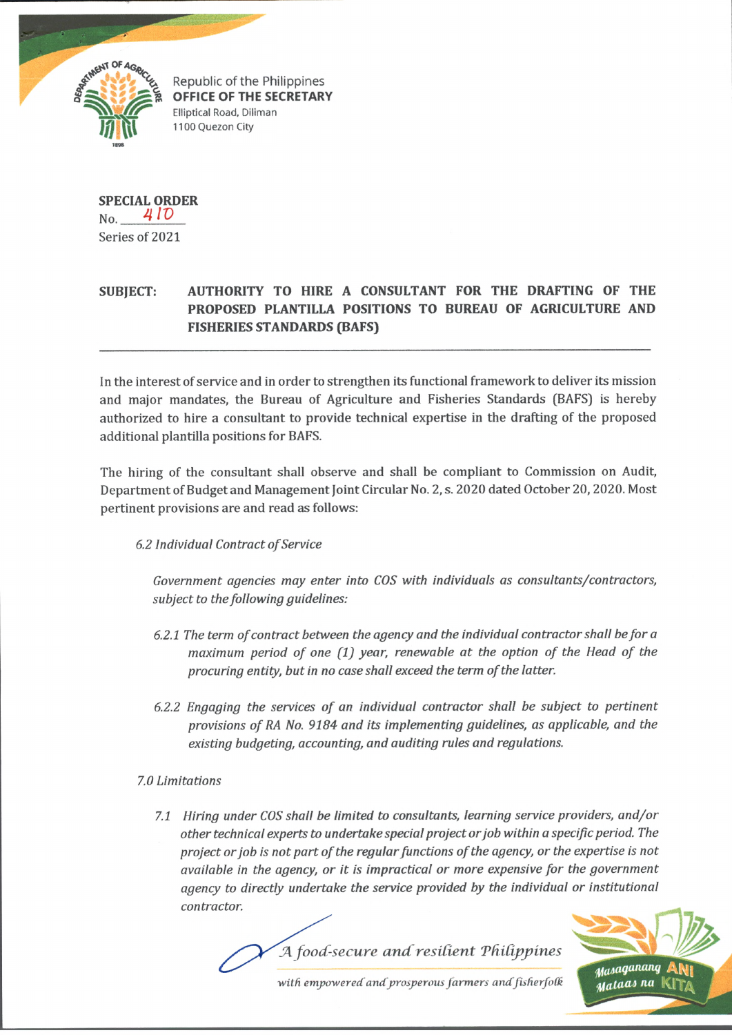Republic of the Philippines
**OFFICE OF THE SECRETARY**
Elliptical Road, Diliman
1100 Quezon City

**SPECIAL ORDER**
No. 410
Series of 2021

**SUBJECT: AUTHORITY TO HIRE A CONSULTANT FOR THE DRAFTING OF THE PROPOSED PLANTILLA POSITIONS TO BUREAU OF AGRICULTURE AND FISHERIES STANDARDS (BAFS)**

---

In the interest of service and in order to strengthen its functional framework to deliver its mission and major mandates, the Bureau of Agriculture and Fisheries Standards (BAFS) is hereby authorized to hire a consultant to provide technical expertise in the drafting of the proposed additional plantilla positions for BAFS.

The hiring of the consultant shall observe and shall be compliant to Commission on Audit, Department of Budget and Management Joint Circular No. 2, s. 2020 dated October 20, 2020. Most pertinent provisions are and read as follows:

*6.2 Individual Contract of Service*

*Government agencies may enter into COS with individuals as consultants/contractors, subject to the following guidelines:*

*6.2.1 The term of contract between the agency and the individual contractor shall be for a maximum period of one (1) year, renewable at the option of the Head of the procuring entity, but in no case shall exceed the term of the latter.*

*6.2.2 Engaging the services of an individual contractor shall be subject to pertinent provisions of RA No. 9184 and its implementing guidelines, as applicable, and the existing budgeting, accounting, and auditing rules and regulations.*

*7.0 Limitations*

*7.1 Hiring under COS shall be limited to consultants, learning service providers, and/or other technical experts to undertake special project or job within a specific period. The project or job is not part of the regular functions of the agency, or the expertise is not available in the agency, or it is impractical or more expensive for the government agency to directly undertake the service provided by the individual or institutional contractor.*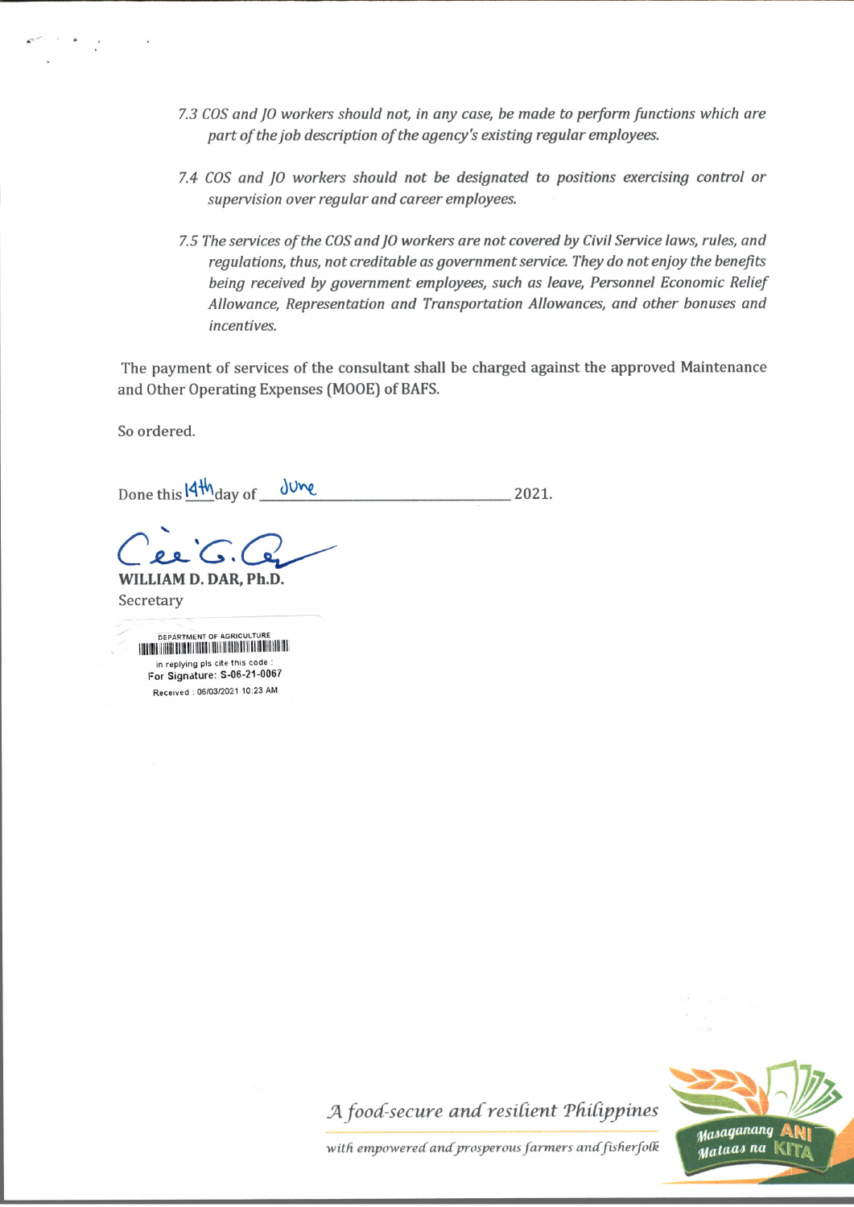*7.3 COS and JO workers should not, in any case, be made to perform functions which are part of the job description of the agency's existing regular employees.*

*7.4 COS and JO workers should not be designated to positions exercising control or supervision over regular and career employees.*

*7.5 The services of the COS and JO workers are not covered by Civil Service laws, rules, and regulations, thus, not creditable as government service. They do not enjoy the benefits being received by government employees, such as leave, Personnel Economic Relief Allowance, Representation and Transportation Allowances, and other bonuses and incentives.*

The payment of services of the consultant shall be charged against the approved Maintenance and Other Operating Expenses (MOOE) of BAFS.

So ordered.

Done this 14th day of June 2021.

**WILLIAM D. DAR, Ph.D.**
Secretary

DEPARTMENT OF AGRICULTURE
in replying pls cite this code :
For Signature: S-06-21-0067
Received : 06/03/2021 10:23 AM

*A food-secure and resilient Philippines with empowered and prosperous farmers and fisherfolk*

Masaganang ANI Mataas na KITA